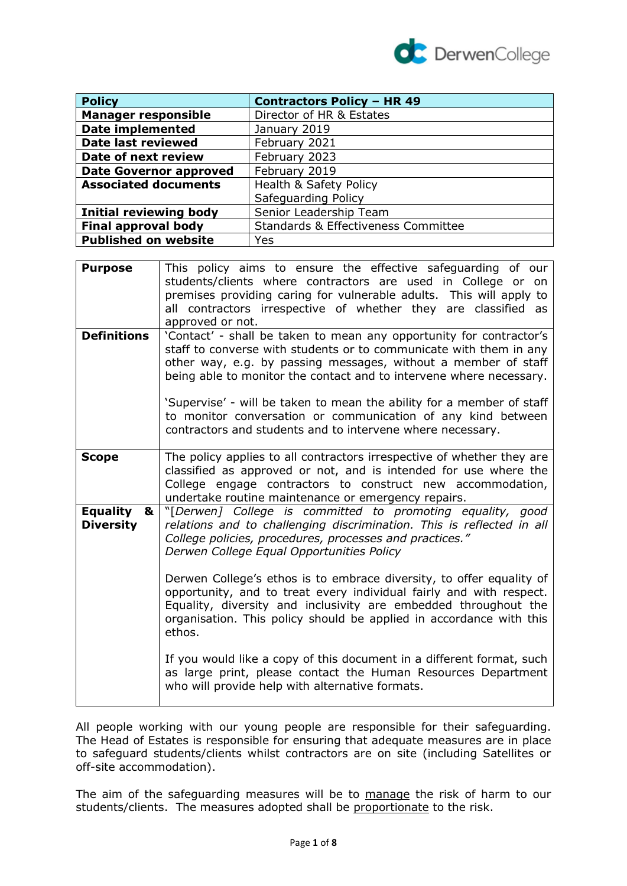| Policy | Contractors Policy – HR 49 |
|---|---|
| **Manager responsible** | Director of HR & Estates |
| **Date implemented** | January 2019 |
| **Date last reviewed** | February 2021 |
| **Date of next review** | February 2023 |
| **Date Governor approved** | February 2019 |
| **Associated documents** | Health & Safety Policy<br>Safeguarding Policy |
| **Initial reviewing body** | Senior Leadership Team |
| **Final approval body** | Standards & Effectiveness Committee |
| **Published on website** | Yes |

| | |
|---|---|
| **Purpose** | This policy aims to ensure the effective safeguarding of our students/clients where contractors are used in College or on premises providing caring for vulnerable adults. This will apply to all contractors irrespective of whether they are classified as approved or not. |
| **Definitions** | 'Contact' - shall be taken to mean any opportunity for contractor's staff to converse with students or to communicate with them in any other way, e.g. by passing messages, without a member of staff being able to monitor the contact and to intervene where necessary.<br><br>'Supervise' - will be taken to mean the ability for a member of staff to monitor conversation or communication of any kind between contractors and students and to intervene where necessary. |
| **Scope** | The policy applies to all contractors irrespective of whether they are classified as approved or not, and is intended for use where the College engage contractors to construct new accommodation, undertake routine maintenance or emergency repairs. |
| **Equality & Diversity** | "*[Derwen] College is committed to promoting equality, good relations and to challenging discrimination. This is reflected in all College policies, procedures, processes and practices."*<br>*Derwen College Equal Opportunities Policy*<br><br>Derwen College's ethos is to embrace diversity, to offer equality of opportunity, and to treat every individual fairly and with respect. Equality, diversity and inclusivity are embedded throughout the organisation. This policy should be applied in accordance with this ethos.<br><br>If you would like a copy of this document in a different format, such as large print, please contact the Human Resources Department who will provide help with alternative formats. |

All people working with our young people are responsible for their safeguarding. The Head of Estates is responsible for ensuring that adequate measures are in place to safeguard students/clients whilst contractors are on site (including Satellites or off-site accommodation).

The aim of the safeguarding measures will be to manage the risk of harm to our students/clients. The measures adopted shall be proportionate to the risk.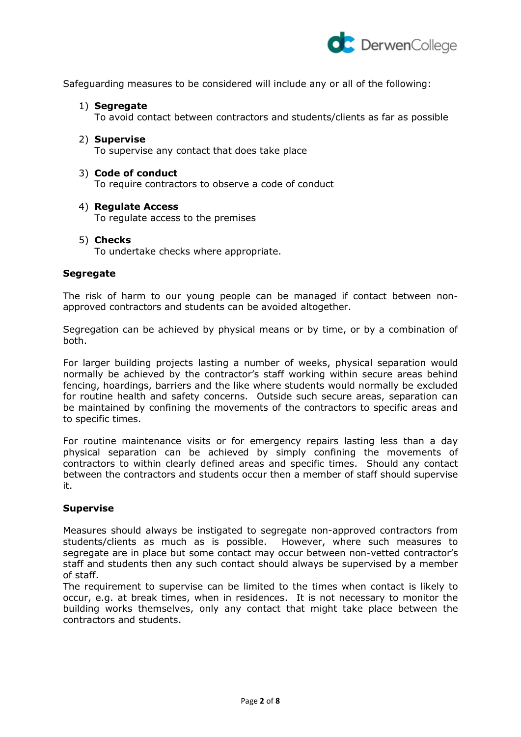Safeguarding measures to be considered will include any or all of the following:

1) **Segregate**
   To avoid contact between contractors and students/clients as far as possible

2) **Supervise**
   To supervise any contact that does take place

3) **Code of conduct**
   To require contractors to observe a code of conduct

4) **Regulate Access**
   To regulate access to the premises

5) **Checks**
   To undertake checks where appropriate.

**Segregate**

The risk of harm to our young people can be managed if contact between non-approved contractors and students can be avoided altogether.

Segregation can be achieved by physical means or by time, or by a combination of both.

For larger building projects lasting a number of weeks, physical separation would normally be achieved by the contractor's staff working within secure areas behind fencing, hoardings, barriers and the like where students would normally be excluded for routine health and safety concerns. Outside such secure areas, separation can be maintained by confining the movements of the contractors to specific areas and to specific times.

For routine maintenance visits or for emergency repairs lasting less than a day physical separation can be achieved by simply confining the movements of contractors to within clearly defined areas and specific times. Should any contact between the contractors and students occur then a member of staff should supervise it.

**Supervise**

Measures should always be instigated to segregate non-approved contractors from students/clients as much as is possible. However, where such measures to segregate are in place but some contact may occur between non-vetted contractor's staff and students then any such contact should always be supervised by a member of staff.
The requirement to supervise can be limited to the times when contact is likely to occur, e.g. at break times, when in residences. It is not necessary to monitor the building works themselves, only any contact that might take place between the contractors and students.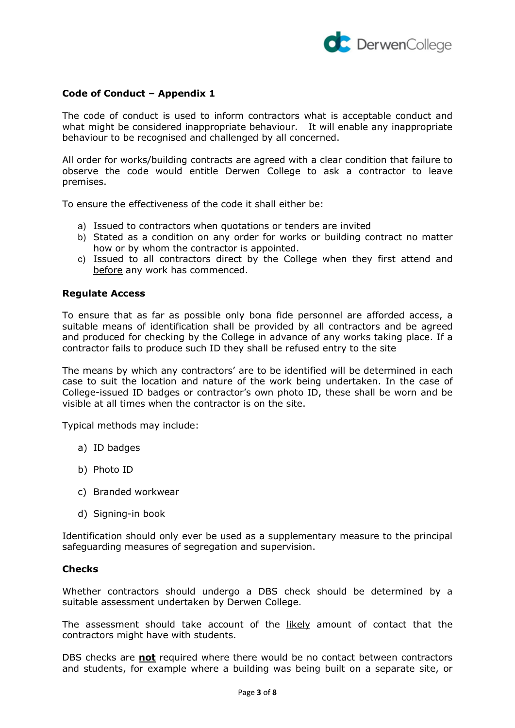**Code of Conduct – Appendix 1**

The code of conduct is used to inform contractors what is acceptable conduct and what might be considered inappropriate behaviour. It will enable any inappropriate behaviour to be recognised and challenged by all concerned.

All order for works/building contracts are agreed with a clear condition that failure to observe the code would entitle Derwen College to ask a contractor to leave premises.

To ensure the effectiveness of the code it shall either be:

a) Issued to contractors when quotations or tenders are invited
b) Stated as a condition on any order for works or building contract no matter how or by whom the contractor is appointed.
c) Issued to all contractors direct by the College when they first attend and before any work has commenced.

**Regulate Access**

To ensure that as far as possible only bona fide personnel are afforded access, a suitable means of identification shall be provided by all contractors and be agreed and produced for checking by the College in advance of any works taking place. If a contractor fails to produce such ID they shall be refused entry to the site

The means by which any contractors' are to be identified will be determined in each case to suit the location and nature of the work being undertaken. In the case of College-issued ID badges or contractor's own photo ID, these shall be worn and be visible at all times when the contractor is on the site.

Typical methods may include:

a) ID badges

b) Photo ID

c) Branded workwear

d) Signing-in book

Identification should only ever be used as a supplementary measure to the principal safeguarding measures of segregation and supervision.

**Checks**

Whether contractors should undergo a DBS check should be determined by a suitable assessment undertaken by Derwen College.

The assessment should take account of the likely amount of contact that the contractors might have with students.

DBS checks are **not** required where there would be no contact between contractors and students, for example where a building was being built on a separate site, or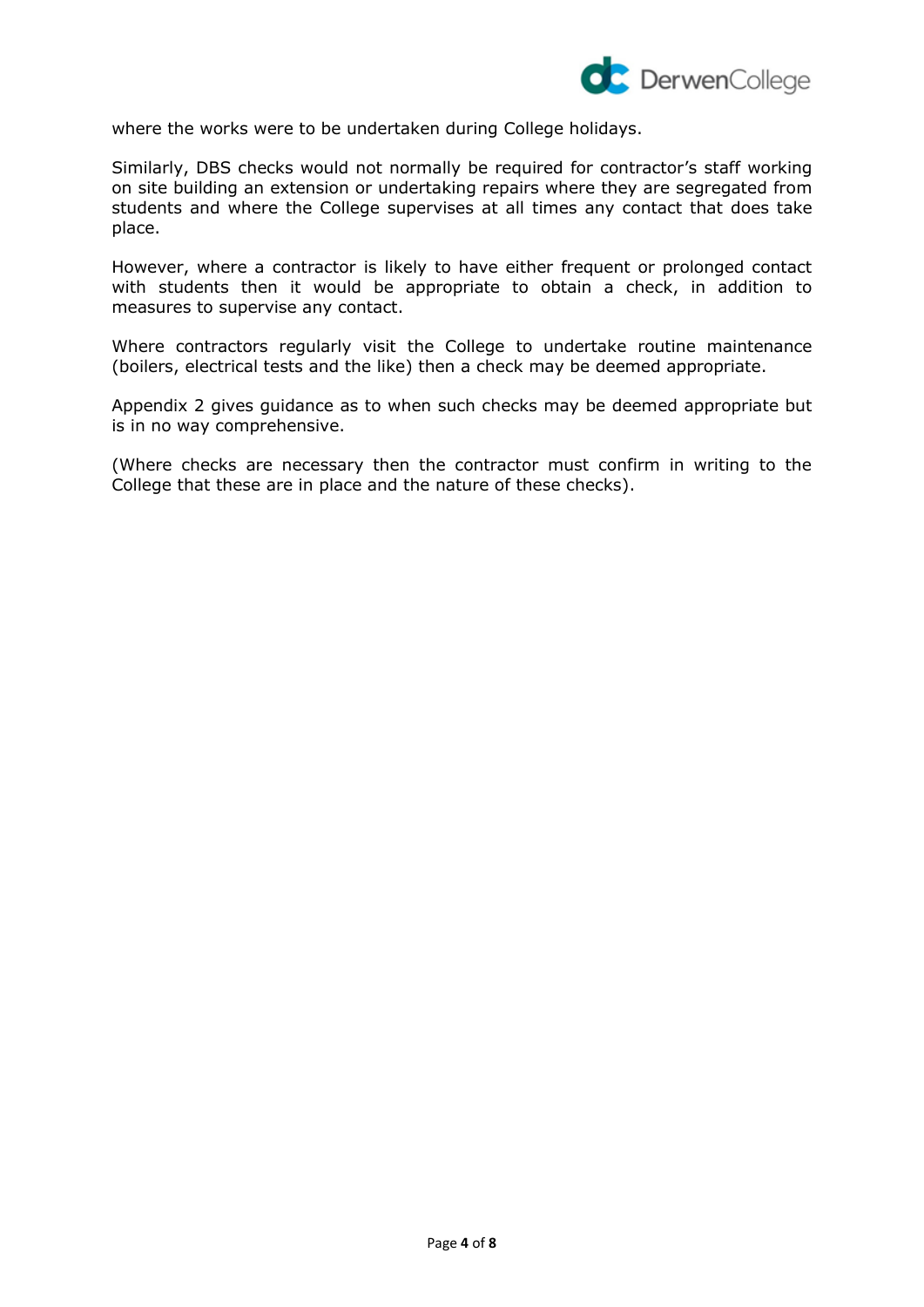where the works were to be undertaken during College holidays.

Similarly, DBS checks would not normally be required for contractor's staff working on site building an extension or undertaking repairs where they are segregated from students and where the College supervises at all times any contact that does take place.

However, where a contractor is likely to have either frequent or prolonged contact with students then it would be appropriate to obtain a check, in addition to measures to supervise any contact.

Where contractors regularly visit the College to undertake routine maintenance (boilers, electrical tests and the like) then a check may be deemed appropriate.

Appendix 2 gives guidance as to when such checks may be deemed appropriate but is in no way comprehensive.

(Where checks are necessary then the contractor must confirm in writing to the College that these are in place and the nature of these checks).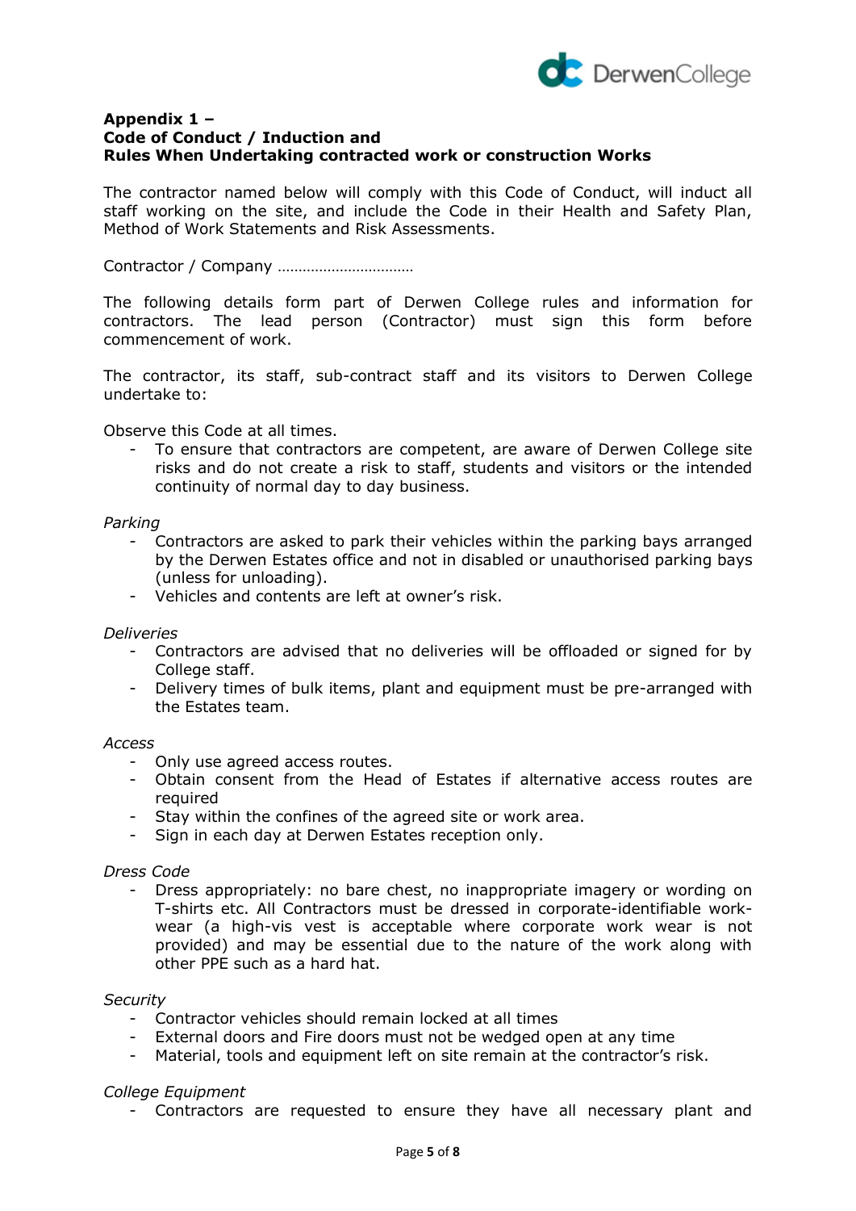**Appendix 1 –**
**Code of Conduct / Induction and**
**Rules When Undertaking contracted work or construction Works**

The contractor named below will comply with this Code of Conduct, will induct all staff working on the site, and include the Code in their Health and Safety Plan, Method of Work Statements and Risk Assessments.

Contractor / Company ……………………………

The following details form part of Derwen College rules and information for contractors. The lead person (Contractor) must sign this form before commencement of work.

The contractor, its staff, sub-contract staff and its visitors to Derwen College undertake to:

Observe this Code at all times.

- To ensure that contractors are competent, are aware of Derwen College site risks and do not create a risk to staff, students and visitors or the intended continuity of normal day to day business.

*Parking*

- Contractors are asked to park their vehicles within the parking bays arranged by the Derwen Estates office and not in disabled or unauthorised parking bays (unless for unloading).
- Vehicles and contents are left at owner's risk.

*Deliveries*

- Contractors are advised that no deliveries will be offloaded or signed for by College staff.
- Delivery times of bulk items, plant and equipment must be pre-arranged with the Estates team.

*Access*

- Only use agreed access routes.
- Obtain consent from the Head of Estates if alternative access routes are required
- Stay within the confines of the agreed site or work area.
- Sign in each day at Derwen Estates reception only.

*Dress Code*

- Dress appropriately: no bare chest, no inappropriate imagery or wording on T-shirts etc. All Contractors must be dressed in corporate-identifiable work-wear (a high-vis vest is acceptable where corporate work wear is not provided) and may be essential due to the nature of the work along with other PPE such as a hard hat.

*Security*

- Contractor vehicles should remain locked at all times
- External doors and Fire doors must not be wedged open at any time
- Material, tools and equipment left on site remain at the contractor's risk.

*College Equipment*

- Contractors are requested to ensure they have all necessary plant and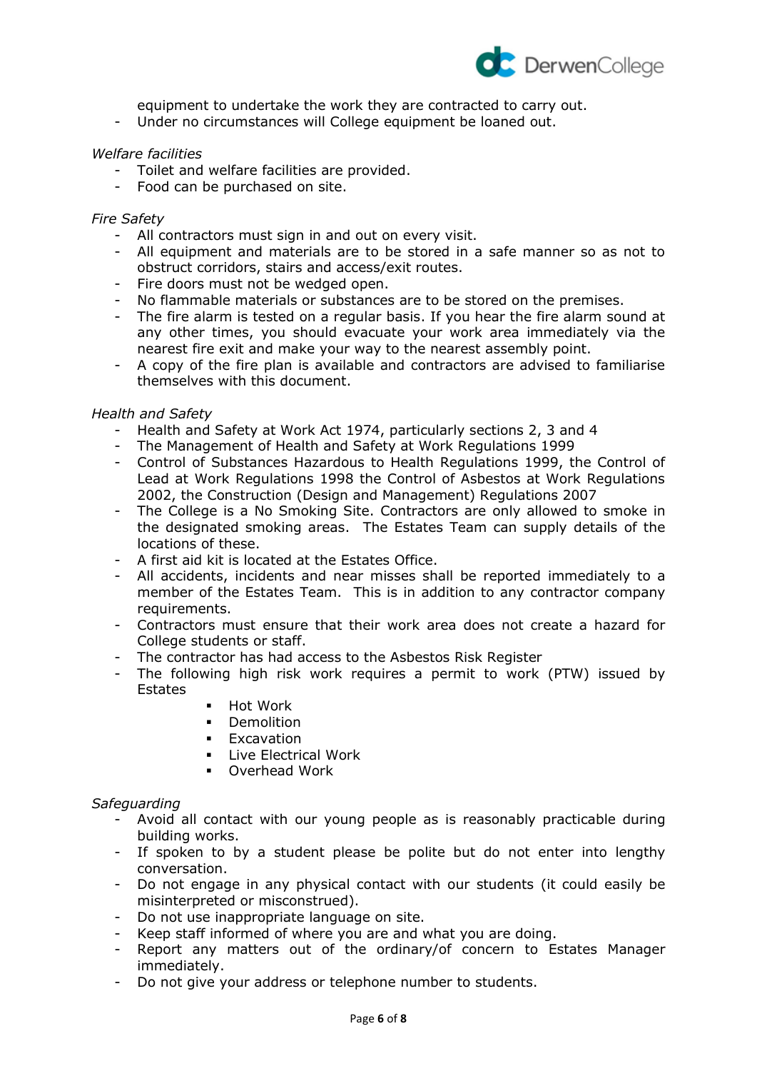equipment to undertake the work they are contracted to carry out.
- Under no circumstances will College equipment be loaned out.

*Welfare facilities*
- Toilet and welfare facilities are provided.
- Food can be purchased on site.

*Fire Safety*
- All contractors must sign in and out on every visit.
- All equipment and materials are to be stored in a safe manner so as not to obstruct corridors, stairs and access/exit routes.
- Fire doors must not be wedged open.
- No flammable materials or substances are to be stored on the premises.
- The fire alarm is tested on a regular basis. If you hear the fire alarm sound at any other times, you should evacuate your work area immediately via the nearest fire exit and make your way to the nearest assembly point.
- A copy of the fire plan is available and contractors are advised to familiarise themselves with this document.

*Health and Safety*
- Health and Safety at Work Act 1974, particularly sections 2, 3 and 4
- The Management of Health and Safety at Work Regulations 1999
- Control of Substances Hazardous to Health Regulations 1999, the Control of Lead at Work Regulations 1998 the Control of Asbestos at Work Regulations 2002, the Construction (Design and Management) Regulations 2007
- The College is a No Smoking Site. Contractors are only allowed to smoke in the designated smoking areas. The Estates Team can supply details of the locations of these.
- A first aid kit is located at the Estates Office.
- All accidents, incidents and near misses shall be reported immediately to a member of the Estates Team. This is in addition to any contractor company requirements.
- Contractors must ensure that their work area does not create a hazard for College students or staff.
- The contractor has had access to the Asbestos Risk Register
- The following high risk work requires a permit to work (PTW) issued by Estates
    - Hot Work
    - Demolition
    - Excavation
    - Live Electrical Work
    - Overhead Work

*Safeguarding*
- Avoid all contact with our young people as is reasonably practicable during building works.
- If spoken to by a student please be polite but do not enter into lengthy conversation.
- Do not engage in any physical contact with our students (it could easily be misinterpreted or misconstrued).
- Do not use inappropriate language on site.
- Keep staff informed of where you are and what you are doing.
- Report any matters out of the ordinary/of concern to Estates Manager immediately.
- Do not give your address or telephone number to students.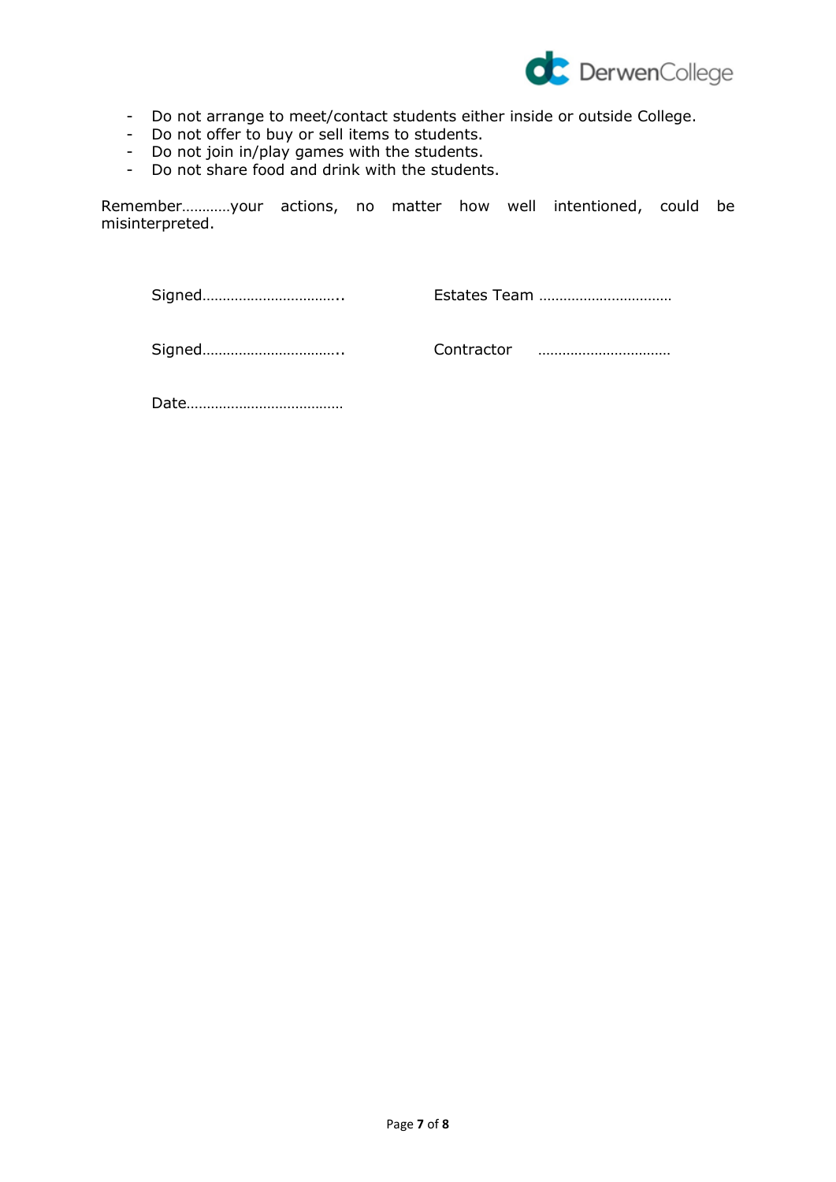- Do not arrange to meet/contact students either inside or outside College.
- Do not offer to buy or sell items to students.
- Do not join in/play games with the students.
- Do not share food and drink with the students.

Remember…………your actions, no matter how well intentioned, could be misinterpreted.

Signed……………………………..  Estates Team ……………………………

Signed……………………………..  Contractor ……………………………

Date…………………………………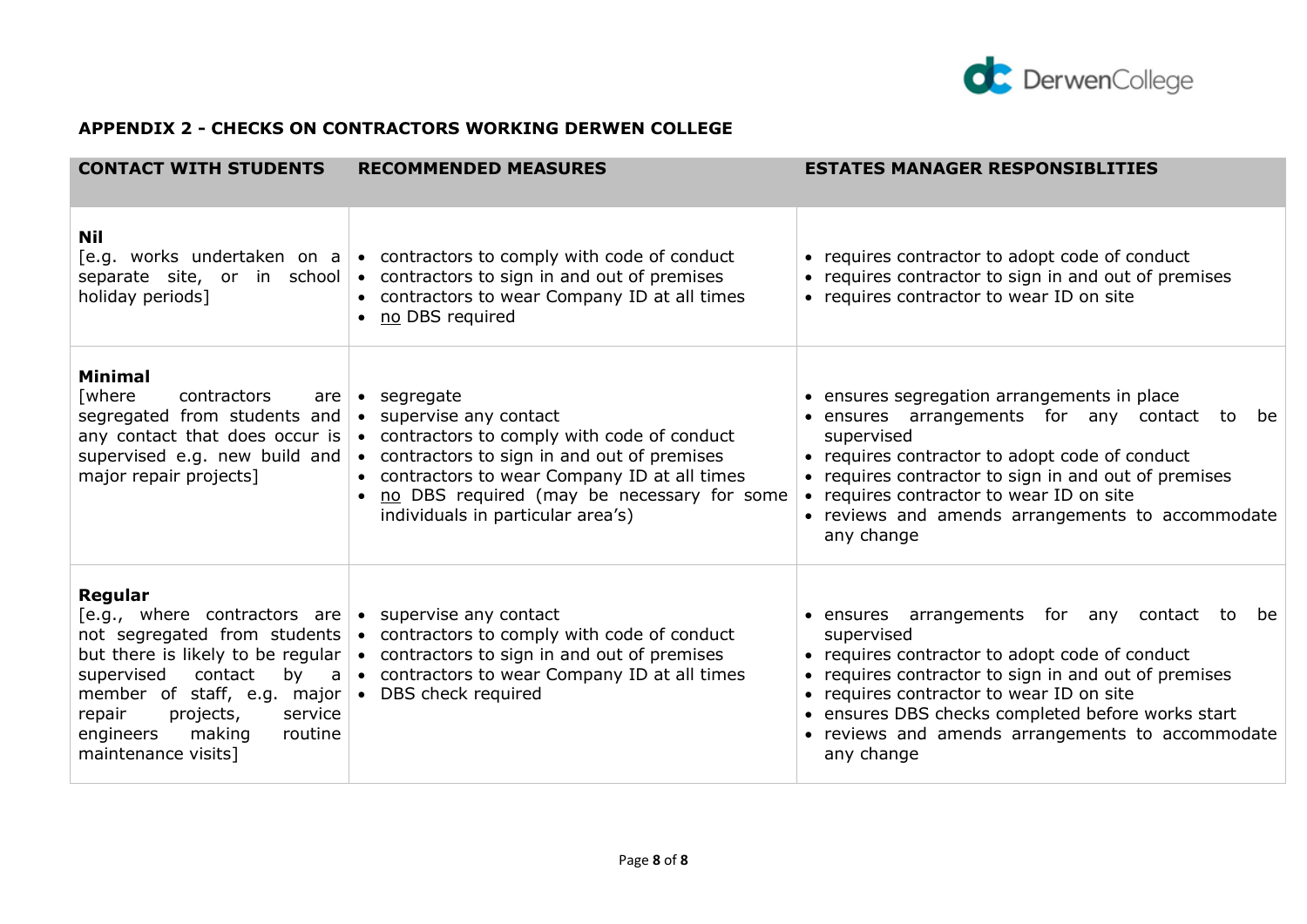**APPENDIX 2 - CHECKS ON CONTRACTORS WORKING DERWEN COLLEGE**

| CONTACT WITH STUDENTS | RECOMMENDED MEASURES | ESTATES MANAGER RESPONSIBLITIES |
|---|---|---|
| **Nil**<br>[e.g. works undertaken on a separate site, or in school holiday periods] | • contractors to comply with code of conduct<br>• contractors to sign in and out of premises<br>• contractors to wear Company ID at all times<br>• <u>no</u> DBS required | • requires contractor to adopt code of conduct<br>• requires contractor to sign in and out of premises<br>• requires contractor to wear ID on site |
| **Minimal**<br>[where contractors are segregated from students and any contact that does occur is supervised e.g. new build and major repair projects] | • segregate<br>• supervise any contact<br>• contractors to comply with code of conduct<br>• contractors to sign in and out of premises<br>• contractors to wear Company ID at all times<br>• <u>no</u> DBS required (may be necessary for some individuals in particular area's) | • ensures segregation arrangements in place<br>• ensures arrangements for any contact to be supervised<br>• requires contractor to adopt code of conduct<br>• requires contractor to sign in and out of premises<br>• requires contractor to wear ID on site<br>• reviews and amends arrangements to accommodate any change |
| **Regular**<br>[e.g., where contractors are not segregated from students but there is likely to be regular supervised contact by a member of staff, e.g. major repair projects, service engineers making routine maintenance visits] | • supervise any contact<br>• contractors to comply with code of conduct<br>• contractors to sign in and out of premises<br>• contractors to wear Company ID at all times<br>• DBS check required | • ensures arrangements for any contact to be supervised<br>• requires contractor to adopt code of conduct<br>• requires contractor to sign in and out of premises<br>• requires contractor to wear ID on site<br>• ensures DBS checks completed before works start<br>• reviews and amends arrangements to accommodate any change |